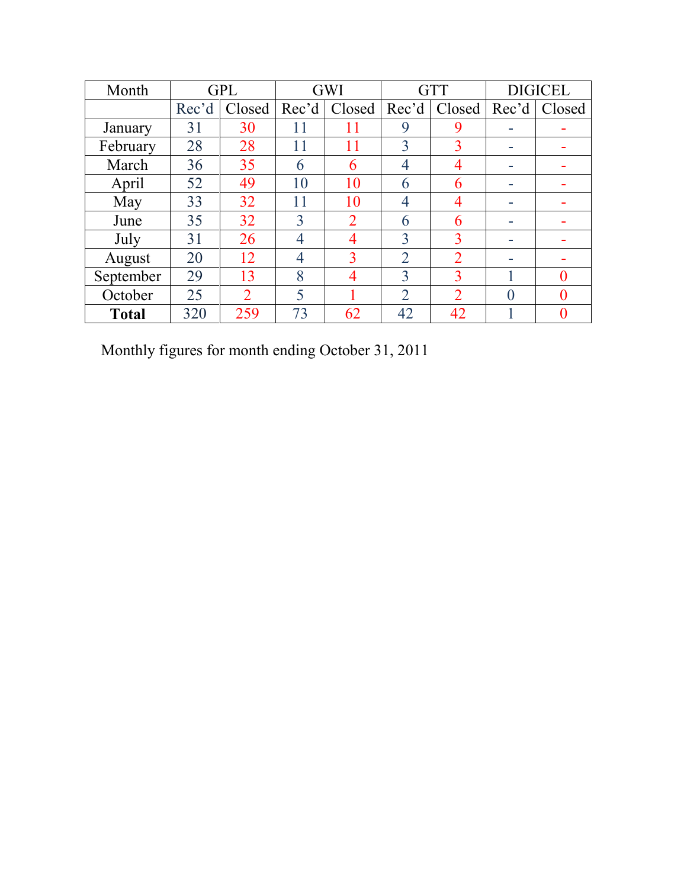| Month | GPL | | GWI | | GTT | | DIGICEL | |
|---|---|---|---|---|---|---|---|---|
| | Rec'd | Closed | Rec'd | Closed | Rec'd | Closed | Rec'd | Closed |
| January | 31 | 30 | 11 | 11 | 9 | 9 | - | - |
| February | 28 | 28 | 11 | 11 | 3 | 3 | - | - |
| March | 36 | 35 | 6 | 6 | 4 | 4 | - | - |
| April | 52 | 49 | 10 | 10 | 6 | 6 | - | - |
| May | 33 | 32 | 11 | 10 | 4 | 4 | - | - |
| June | 35 | 32 | 3 | 2 | 6 | 6 | - | - |
| July | 31 | 26 | 4 | 4 | 3 | 3 | - | - |
| August | 20 | 12 | 4 | 3 | 2 | 2 | - | - |
| September | 29 | 13 | 8 | 4 | 3 | 3 | 1 | 0 |
| October | 25 | 2 | 5 | 1 | 2 | 2 | 0 | 0 |
| **Total** | 320 | 259 | 73 | 62 | 42 | 42 | 1 | 0 |

Monthly figures for month ending October 31, 2011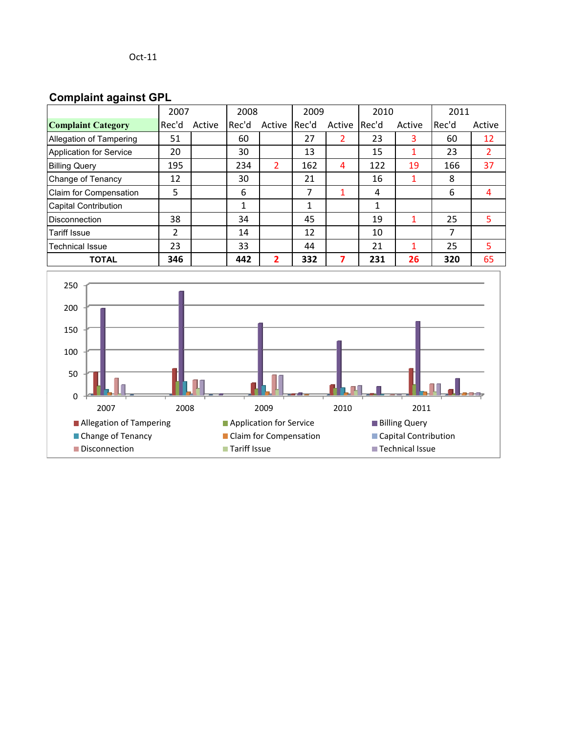Oct-11

## Complaint against GPL

| Complaint Category | 2007 | | 2008 | | 2009 | | 2010 | | 2011 | |
|---|---|---|---|---|---|---|---|---|---|---|
| | Rec'd | Active | Rec'd | Active | Rec'd | Active | Rec'd | Active | Rec'd | Active |
| Allegation of Tampering | 51 | | 60 | | 27 | 2 | 23 | 3 | 60 | 12 |
| Application for Service | 20 | | 30 | | 13 | | 15 | 1 | 23 | 2 |
| Billing Query | 195 | | 234 | 2 | 162 | 4 | 122 | 19 | 166 | 37 |
| Change of Tenancy | 12 | | 30 | | 21 | | 16 | 1 | 8 | |
| Claim for Compensation | 5 | | 6 | | 7 | 1 | 4 | | 6 | 4 |
| Capital Contribution | | | 1 | | 1 | | 1 | | | |
| Disconnection | 38 | | 34 | | 45 | | 19 | 1 | 25 | 5 |
| Tariff Issue | 2 | | 14 | | 12 | | 10 | | 7 | |
| Technical Issue | 23 | | 33 | | 44 | | 21 | 1 | 25 | 5 |
| **TOTAL** | **346** | | **442** | **2** | **332** | **7** | **231** | **26** | **320** | 65 |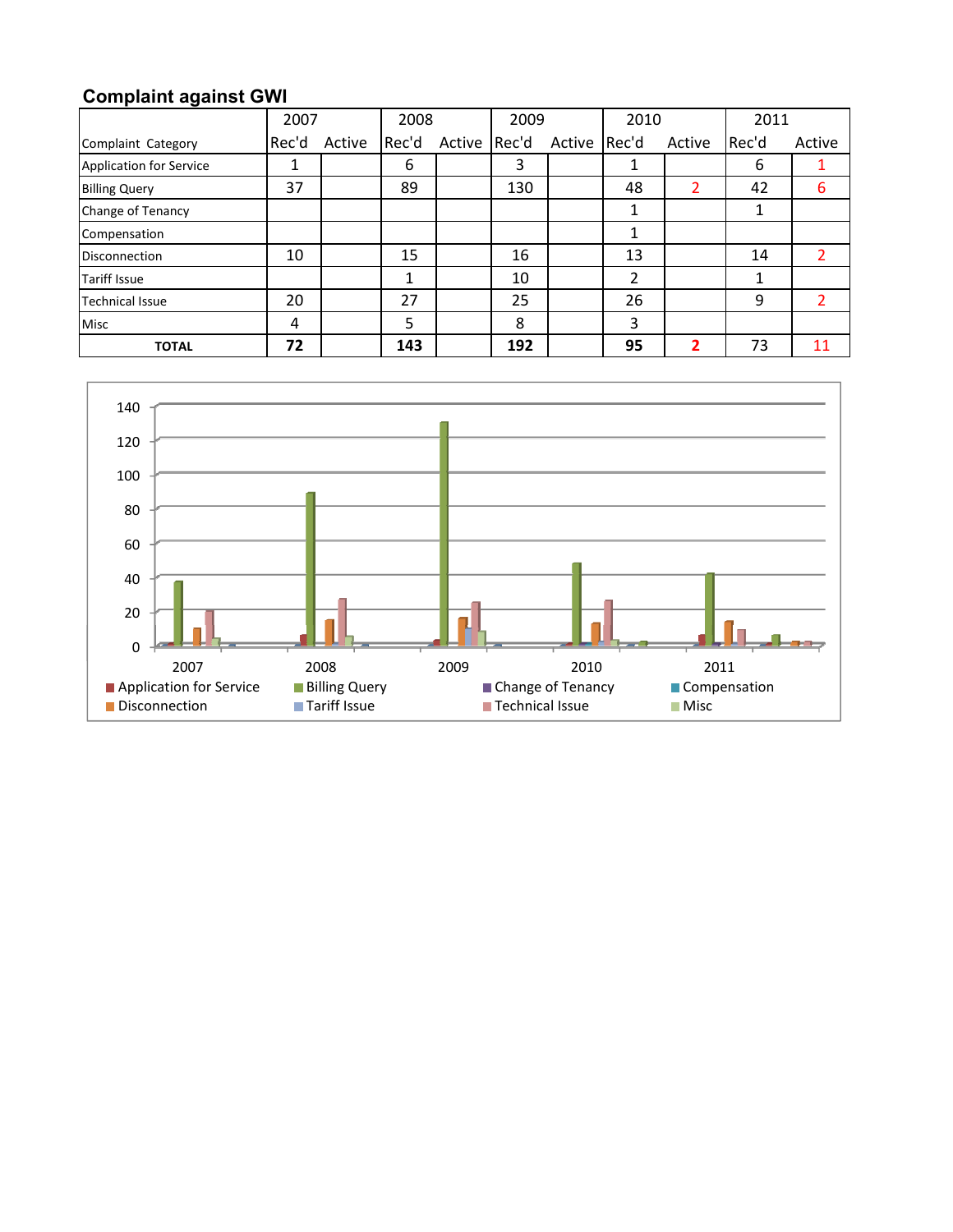## Complaint against GWI

| Complaint Category | 2007 Rec'd | 2007 Active | 2008 Rec'd | 2008 Active | 2009 Rec'd | 2009 Active | 2010 Rec'd | 2010 Active | 2011 Rec'd | 2011 Active |
|---|---|---|---|---|---|---|---|---|---|---|
| Application for Service | 1 | | 6 | | 3 | | 1 | | 6 | 1 |
| Billing Query | 37 | | 89 | | 130 | | 48 | 2 | 42 | 6 |
| Change of Tenancy | | | | | | | 1 | | 1 | |
| Compensation | | | | | | | 1 | | | |
| Disconnection | 10 | | 15 | | 16 | | 13 | | 14 | 2 |
| Tariff Issue | | | 1 | | 10 | | 2 | | 1 | |
| Technical Issue | 20 | | 27 | | 25 | | 26 | | 9 | 2 |
| Misc | 4 | | 5 | | 8 | | 3 | | | |
| **TOTAL** | **72** | | **143** | | **192** | | **95** | **2** | 73 | 11 |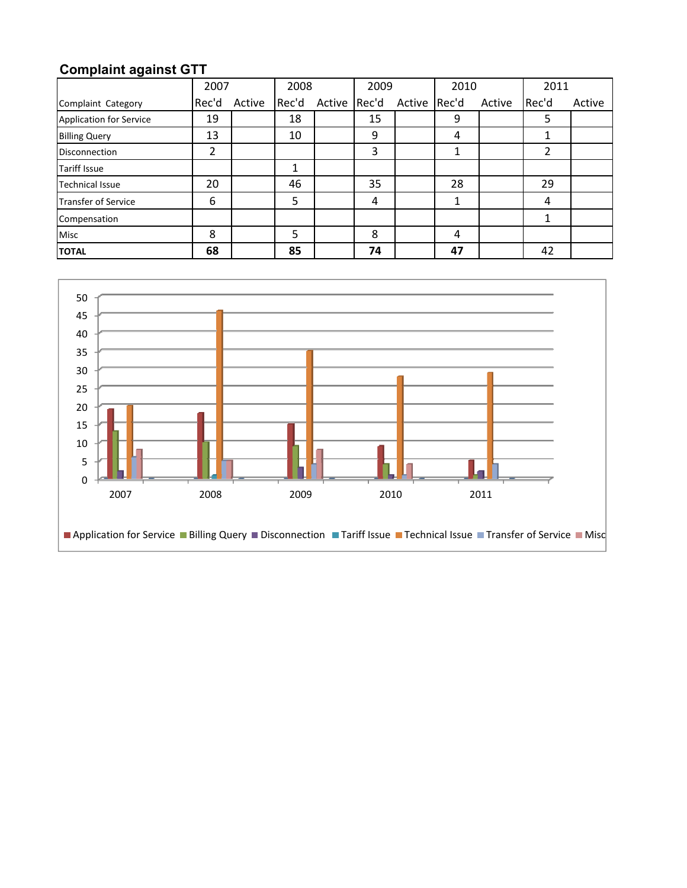## Complaint against GTT

| Complaint Category | 2007 | | 2008 | | 2009 | | 2010 | | 2011 | |
|---|---|---|---|---|---|---|---|---|---|---|
| | Rec'd | Active | Rec'd | Active | Rec'd | Active | Rec'd | Active | Rec'd | Active |
| Application for Service | 19 | | 18 | | 15 | | 9 | | 5 | |
| Billing Query | 13 | | 10 | | 9 | | 4 | | 1 | |
| Disconnection | 2 | | | | 3 | | 1 | | 2 | |
| Tariff Issue | | | 1 | | | | | | | |
| Technical Issue | 20 | | 46 | | 35 | | 28 | | 29 | |
| Transfer of Service | 6 | | 5 | | 4 | | 1 | | 4 | |
| Compensation | | | | | | | | | 1 | |
| Misc | 8 | | 5 | | 8 | | 4 | | | |
| **TOTAL** | **68** | | **85** | | **74** | | **47** | | 42 | |

50
45
40
35
30
25
20
15
10
5
0

2007 2008 2009 2010 2011

Application for Service Billing Query Disconnection Tariff Issue Technical Issue Transfer of Service Misc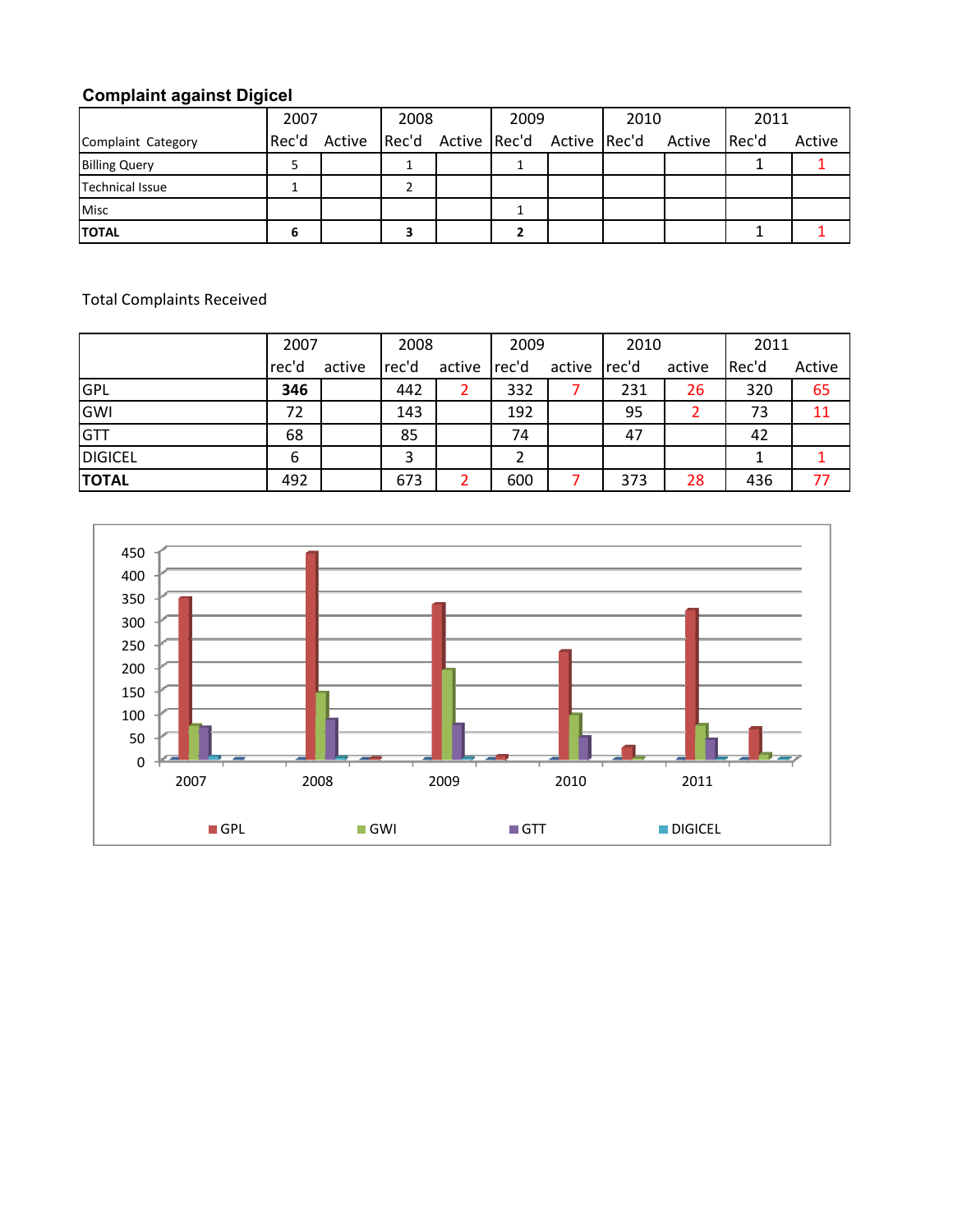**Complaint against Digicel**

| Complaint Category | 2007 | | 2008 | | 2009 | | 2010 | | 2011 | |
|---|---|---|---|---|---|---|---|---|---|---|
| | Rec'd | Active | Rec'd | Active | Rec'd | Active | Rec'd | Active | Rec'd | Active |
| Billing Query | 5 | | 1 | | 1 | | | | 1 | 1 |
| Technical Issue | 1 | | 2 | | | | | | | |
| Misc | | | | | 1 | | | | | |
| **TOTAL** | **6** | | **3** | | **2** | | | | 1 | 1 |

Total Complaints Received

| | 2007 | | 2008 | | 2009 | | 2010 | | 2011 | |
|---|---|---|---|---|---|---|---|---|---|---|
| | rec'd | active | rec'd | active | rec'd | active | rec'd | active | Rec'd | Active |
| GPL | **346** | | 442 | 2 | 332 | 7 | 231 | 26 | 320 | 65 |
| GWI | 72 | | 143 | | 192 | | 95 | 2 | 73 | 11 |
| GTT | 68 | | 85 | | 74 | | 47 | | 42 | |
| DIGICEL | 6 | | 3 | | 2 | | | | 1 | 1 |
| **TOTAL** | 492 | | 673 | 2 | 600 | 7 | 373 | 28 | 436 | 77 |

450
400
350
300
250
200
150
100
50
0

2007 2008 2009 2010 2011

GPL GWI GTT DIGICEL